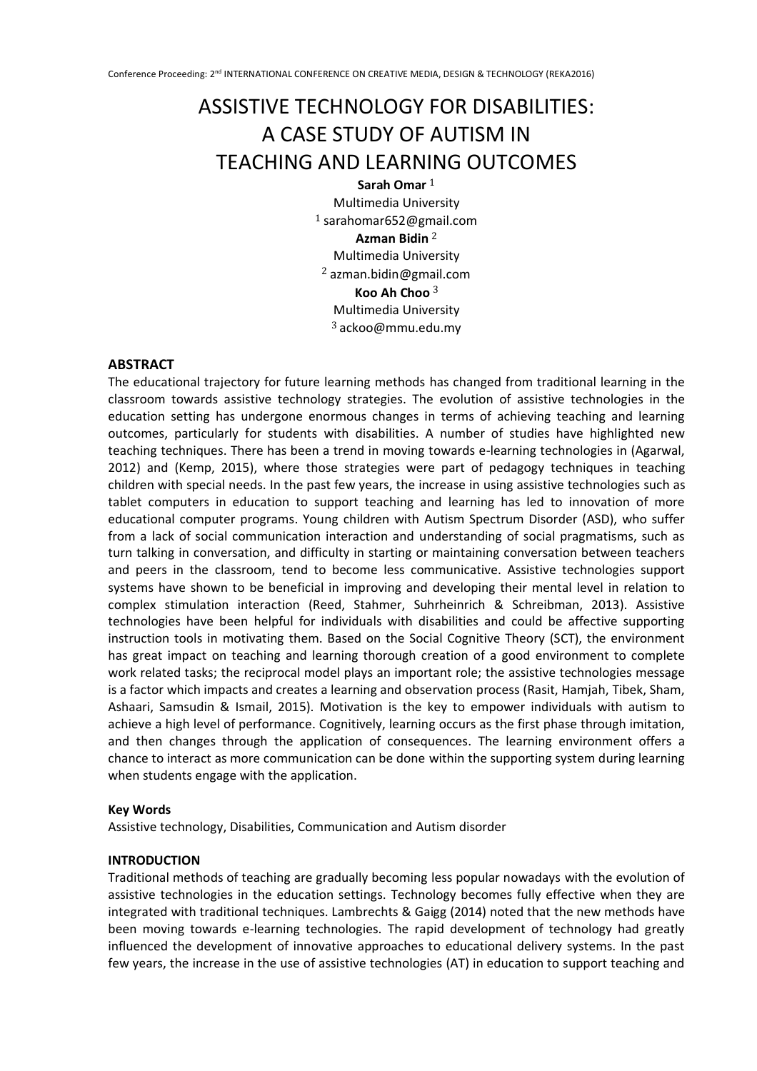# ASSISTIVE TECHNOLOGY FOR DISABILITIES: A CASE STUDY OF AUTISM IN TEACHING AND LEARNING OUTCOMES

**Sarah Omar** [1]
Multimedia University
[1] sarahomar652@gmail.com

**Azman Bidin** [2]
Multimedia University
[2] azman.bidin@gmail.com

**Koo Ah Choo** [3]
Multimedia University
[3] ackoo@mmu.edu.my

## ABSTRACT

The educational trajectory for future learning methods has changed from traditional learning in the classroom towards assistive technology strategies. The evolution of assistive technologies in the education setting has undergone enormous changes in terms of achieving teaching and learning outcomes, particularly for students with disabilities. A number of studies have highlighted new teaching techniques. There has been a trend in moving towards e-learning technologies in (Agarwal, 2012) and (Kemp, 2015), where those strategies were part of pedagogy techniques in teaching children with special needs. In the past few years, the increase in using assistive technologies such as tablet computers in education to support teaching and learning has led to innovation of more educational computer programs. Young children with Autism Spectrum Disorder (ASD), who suffer from a lack of social communication interaction and understanding of social pragmatisms, such as turn talking in conversation, and difficulty in starting or maintaining conversation between teachers and peers in the classroom, tend to become less communicative. Assistive technologies support systems have shown to be beneficial in improving and developing their mental level in relation to complex stimulation interaction (Reed, Stahmer, Suhrheinrich & Schreibman, 2013). Assistive technologies have been helpful for individuals with disabilities and could be affective supporting instruction tools in motivating them. Based on the Social Cognitive Theory (SCT), the environment has great impact on teaching and learning thorough creation of a good environment to complete work related tasks; the reciprocal model plays an important role; the assistive technologies message is a factor which impacts and creates a learning and observation process (Rasit, Hamjah, Tibek, Sham, Ashaari, Samsudin & Ismail, 2015). Motivation is the key to empower individuals with autism to achieve a high level of performance. Cognitively, learning occurs as the first phase through imitation, and then changes through the application of consequences. The learning environment offers a chance to interact as more communication can be done within the supporting system during learning when students engage with the application.

### Key Words

Assistive technology, Disabilities, Communication and Autism disorder

## INTRODUCTION

Traditional methods of teaching are gradually becoming less popular nowadays with the evolution of assistive technologies in the education settings. Technology becomes fully effective when they are integrated with traditional techniques. Lambrechts & Gaigg (2014) noted that the new methods have been moving towards e-learning technologies. The rapid development of technology had greatly influenced the development of innovative approaches to educational delivery systems. In the past few years, the increase in the use of assistive technologies (AT) in education to support teaching and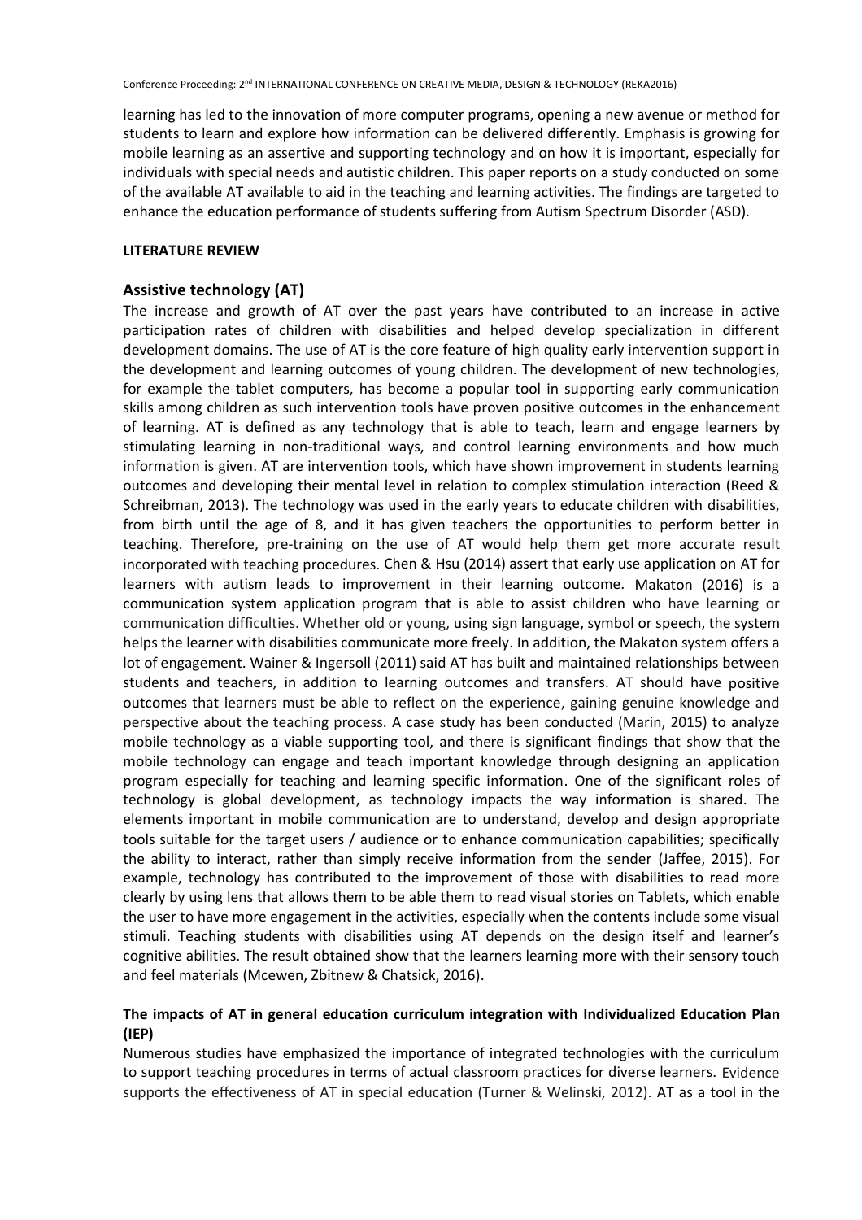learning has led to the innovation of more computer programs, opening a new avenue or method for students to learn and explore how information can be delivered differently. Emphasis is growing for mobile learning as an assertive and supporting technology and on how it is important, especially for individuals with special needs and autistic children. This paper reports on a study conducted on some of the available AT available to aid in the teaching and learning activities. The findings are targeted to enhance the education performance of students suffering from Autism Spectrum Disorder (ASD).

**LITERATURE REVIEW**

## Assistive technology (AT)

The increase and growth of AT over the past years have contributed to an increase in active participation rates of children with disabilities and helped develop specialization in different development domains. The use of AT is the core feature of high quality early intervention support in the development and learning outcomes of young children. The development of new technologies, for example the tablet computers, has become a popular tool in supporting early communication skills among children as such intervention tools have proven positive outcomes in the enhancement of learning. AT is defined as any technology that is able to teach, learn and engage learners by stimulating learning in non-traditional ways, and control learning environments and how much information is given. AT are intervention tools, which have shown improvement in students learning outcomes and developing their mental level in relation to complex stimulation interaction (Reed & Schreibman, 2013). The technology was used in the early years to educate children with disabilities, from birth until the age of 8, and it has given teachers the opportunities to perform better in teaching. Therefore, pre-training on the use of AT would help them get more accurate result incorporated with teaching procedures. Chen & Hsu (2014) assert that early use application on AT for learners with autism leads to improvement in their learning outcome. Makaton (2016) is a communication system application program that is able to assist children who have learning or communication difficulties. Whether old or young, using sign language, symbol or speech, the system helps the learner with disabilities communicate more freely. In addition, the Makaton system offers a lot of engagement. Wainer & Ingersoll (2011) said AT has built and maintained relationships between students and teachers, in addition to learning outcomes and transfers. AT should have positive outcomes that learners must be able to reflect on the experience, gaining genuine knowledge and perspective about the teaching process. A case study has been conducted (Marin, 2015) to analyze mobile technology as a viable supporting tool, and there is significant findings that show that the mobile technology can engage and teach important knowledge through designing an application program especially for teaching and learning specific information. One of the significant roles of technology is global development, as technology impacts the way information is shared. The elements important in mobile communication are to understand, develop and design appropriate tools suitable for the target users / audience or to enhance communication capabilities; specifically the ability to interact, rather than simply receive information from the sender (Jaffee, 2015). For example, technology has contributed to the improvement of those with disabilities to read more clearly by using lens that allows them to be able them to read visual stories on Tablets, which enable the user to have more engagement in the activities, especially when the contents include some visual stimuli. Teaching students with disabilities using AT depends on the design itself and learner's cognitive abilities. The result obtained show that the learners learning more with their sensory touch and feel materials (Mcewen, Zbitnew & Chatsick, 2016).

### The impacts of AT in general education curriculum integration with Individualized Education Plan (IEP)

Numerous studies have emphasized the importance of integrated technologies with the curriculum to support teaching procedures in terms of actual classroom practices for diverse learners. Evidence supports the effectiveness of AT in special education (Turner & Welinski, 2012). AT as a tool in the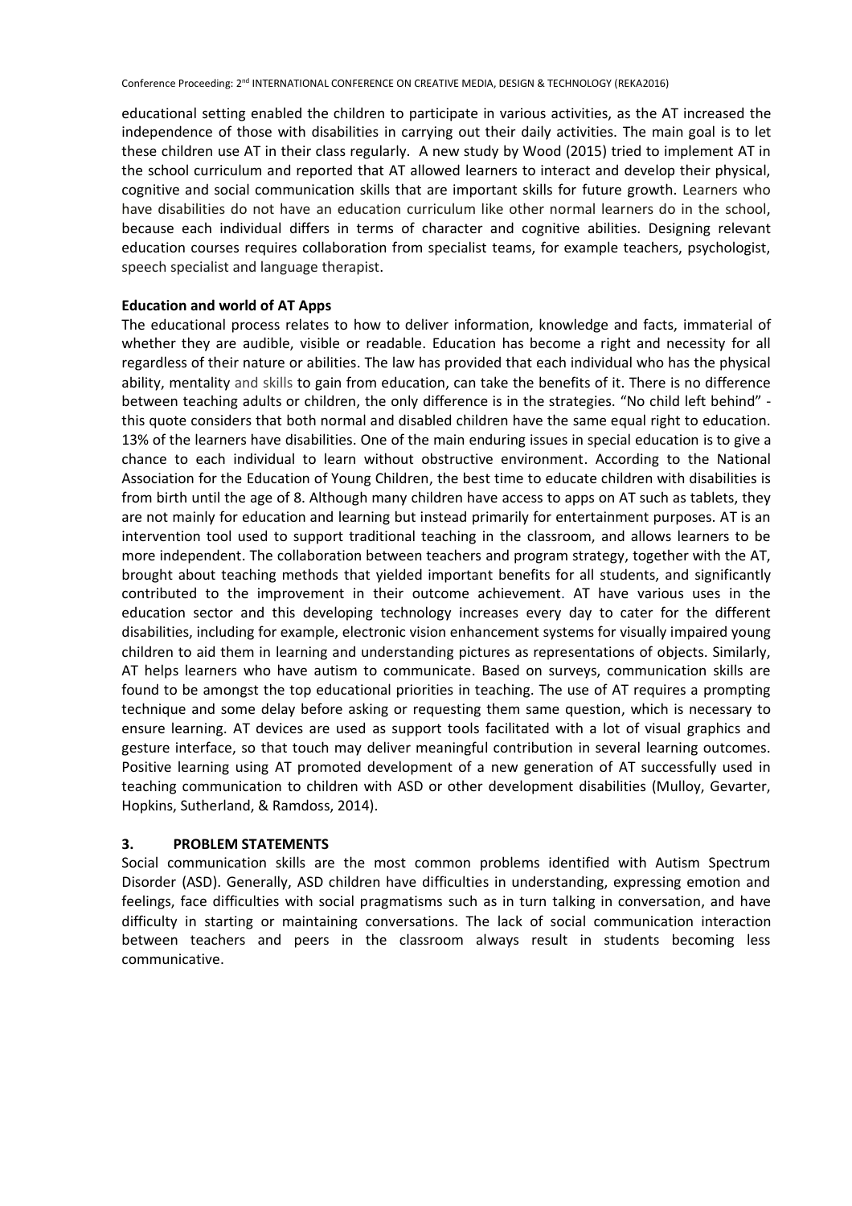educational setting enabled the children to participate in various activities, as the AT increased the independence of those with disabilities in carrying out their daily activities. The main goal is to let these children use AT in their class regularly. A new study by Wood (2015) tried to implement AT in the school curriculum and reported that AT allowed learners to interact and develop their physical, cognitive and social communication skills that are important skills for future growth. Learners who have disabilities do not have an education curriculum like other normal learners do in the school, because each individual differs in terms of character and cognitive abilities. Designing relevant education courses requires collaboration from specialist teams, for example teachers, psychologist, speech specialist and language therapist.

**Education and world of AT Apps**

The educational process relates to how to deliver information, knowledge and facts, immaterial of whether they are audible, visible or readable. Education has become a right and necessity for all regardless of their nature or abilities. The law has provided that each individual who has the physical ability, mentality and skills to gain from education, can take the benefits of it. There is no difference between teaching adults or children, the only difference is in the strategies. "No child left behind" - this quote considers that both normal and disabled children have the same equal right to education. 13% of the learners have disabilities. One of the main enduring issues in special education is to give a chance to each individual to learn without obstructive environment. According to the National Association for the Education of Young Children, the best time to educate children with disabilities is from birth until the age of 8. Although many children have access to apps on AT such as tablets, they are not mainly for education and learning but instead primarily for entertainment purposes. AT is an intervention tool used to support traditional teaching in the classroom, and allows learners to be more independent. The collaboration between teachers and program strategy, together with the AT, brought about teaching methods that yielded important benefits for all students, and significantly contributed to the improvement in their outcome achievement. AT have various uses in the education sector and this developing technology increases every day to cater for the different disabilities, including for example, electronic vision enhancement systems for visually impaired young children to aid them in learning and understanding pictures as representations of objects. Similarly, AT helps learners who have autism to communicate. Based on surveys, communication skills are found to be amongst the top educational priorities in teaching. The use of AT requires a prompting technique and some delay before asking or requesting them same question, which is necessary to ensure learning. AT devices are used as support tools facilitated with a lot of visual graphics and gesture interface, so that touch may deliver meaningful contribution in several learning outcomes. Positive learning using AT promoted development of a new generation of AT successfully used in teaching communication to children with ASD or other development disabilities (Mulloy, Gevarter, Hopkins, Sutherland, & Ramdoss, 2014).

## 3. PROBLEM STATEMENTS

Social communication skills are the most common problems identified with Autism Spectrum Disorder (ASD). Generally, ASD children have difficulties in understanding, expressing emotion and feelings, face difficulties with social pragmatisms such as in turn talking in conversation, and have difficulty in starting or maintaining conversations. The lack of social communication interaction between teachers and peers in the classroom always result in students becoming less communicative.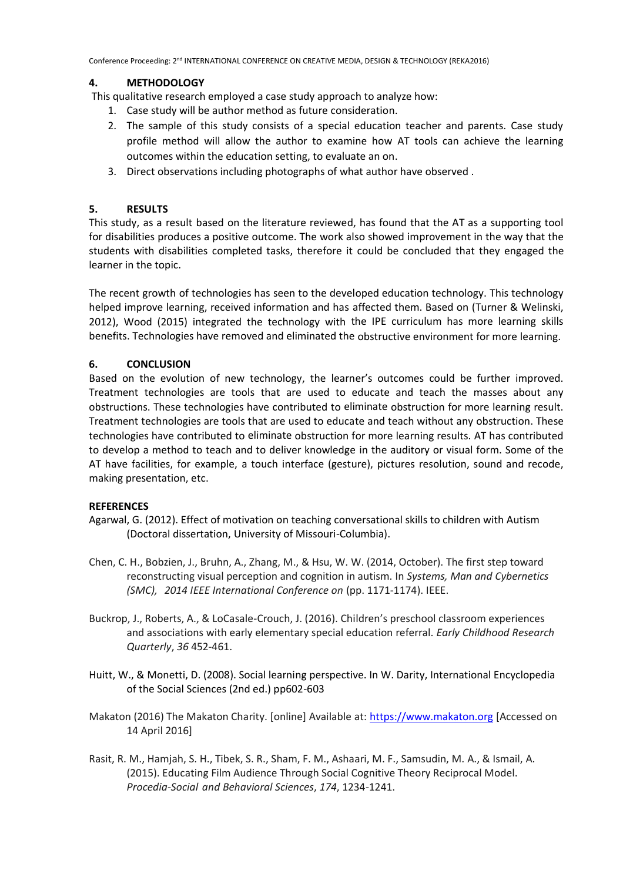## 4. METHODOLOGY

This qualitative research employed a case study approach to analyze how:

1. Case study will be author method as future consideration.
2. The sample of this study consists of a special education teacher and parents. Case study profile method will allow the author to examine how AT tools can achieve the learning outcomes within the education setting, to evaluate an on.
3. Direct observations including photographs of what author have observed .

## 5. RESULTS

This study, as a result based on the literature reviewed, has found that the AT as a supporting tool for disabilities produces a positive outcome. The work also showed improvement in the way that the students with disabilities completed tasks, therefore it could be concluded that they engaged the learner in the topic.

The recent growth of technologies has seen to the developed education technology. This technology helped improve learning, received information and has affected them. Based on (Turner & Welinski, 2012), Wood (2015) integrated the technology with the IPE curriculum has more learning skills benefits. Technologies have removed and eliminated the obstructive environment for more learning.

## 6. CONCLUSION

Based on the evolution of new technology, the learner's outcomes could be further improved. Treatment technologies are tools that are used to educate and teach the masses about any obstructions. These technologies have contributed to eliminate obstruction for more learning result. Treatment technologies are tools that are used to educate and teach without any obstruction. These technologies have contributed to eliminate obstruction for more learning results. AT has contributed to develop a method to teach and to deliver knowledge in the auditory or visual form. Some of the AT have facilities, for example, a touch interface (gesture), pictures resolution, sound and recode, making presentation, etc.

## REFERENCES

Agarwal, G. (2012). Effect of motivation on teaching conversational skills to children with Autism (Doctoral dissertation, University of Missouri-Columbia).

Chen, C. H., Bobzien, J., Bruhn, A., Zhang, M., & Hsu, W. W. (2014, October). The first step toward reconstructing visual perception and cognition in autism. In *Systems, Man and Cybernetics (SMC), 2014 IEEE International Conference on* (pp. 1171-1174). IEEE.

Buckrop, J., Roberts, A., & LoCasale-Crouch, J. (2016). Children's preschool classroom experiences and associations with early elementary special education referral. *Early Childhood Research Quarterly*, *36* 452-461.

Huitt, W., & Monetti, D. (2008). Social learning perspective. In W. Darity, International Encyclopedia of the Social Sciences (2nd ed.) pp602-603

Makaton (2016) The Makaton Charity. [online] Available at: https://www.makaton.org [Accessed on 14 April 2016]

Rasit, R. M., Hamjah, S. H., Tibek, S. R., Sham, F. M., Ashaari, M. F., Samsudin, M. A., & Ismail, A. (2015). Educating Film Audience Through Social Cognitive Theory Reciprocal Model. *Procedia-Social and Behavioral Sciences*, *174*, 1234-1241.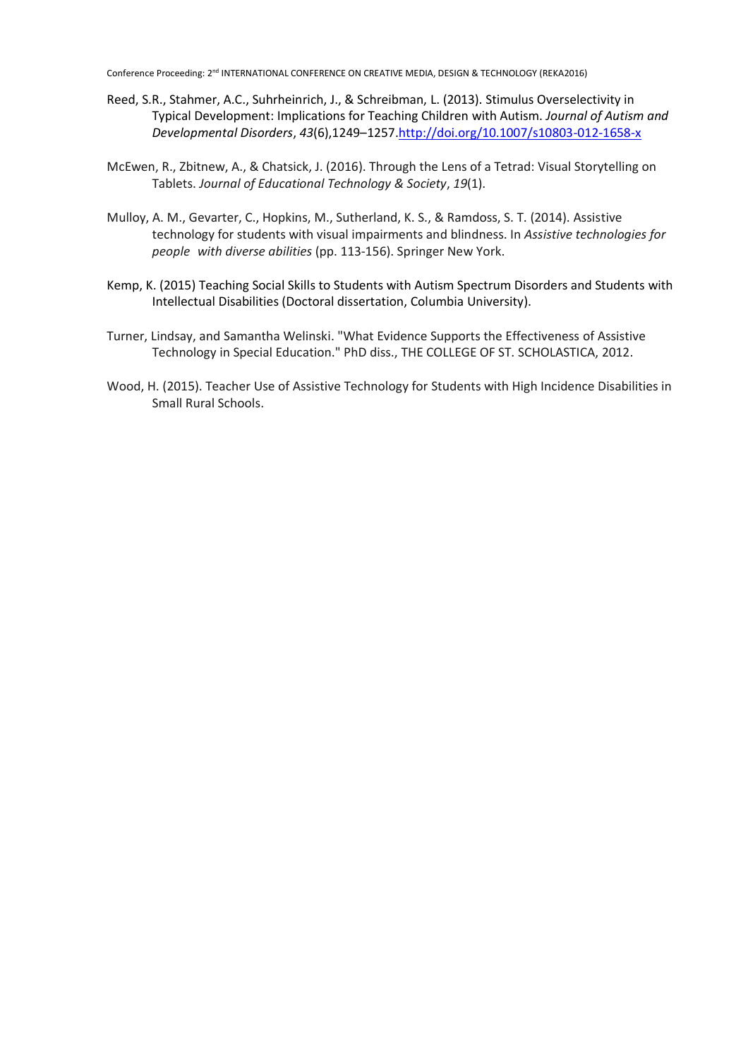Reed, S.R., Stahmer, A.C., Suhrheinrich, J., & Schreibman, L. (2013). Stimulus Overselectivity in Typical Development: Implications for Teaching Children with Autism. *Journal of Autism and Developmental Disorders*, *43*(6),1249–1257.http://doi.org/10.1007/s10803-012-1658-x

McEwen, R., Zbitnew, A., & Chatsick, J. (2016). Through the Lens of a Tetrad: Visual Storytelling on Tablets. *Journal of Educational Technology & Society*, *19*(1).

Mulloy, A. M., Gevarter, C., Hopkins, M., Sutherland, K. S., & Ramdoss, S. T. (2014). Assistive technology for students with visual impairments and blindness. In *Assistive technologies for people with diverse abilities* (pp. 113-156). Springer New York.

Kemp, K. (2015) Teaching Social Skills to Students with Autism Spectrum Disorders and Students with Intellectual Disabilities (Doctoral dissertation, Columbia University).

Turner, Lindsay, and Samantha Welinski. "What Evidence Supports the Effectiveness of Assistive Technology in Special Education." PhD diss., THE COLLEGE OF ST. SCHOLASTICA, 2012.

Wood, H. (2015). Teacher Use of Assistive Technology for Students with High Incidence Disabilities in Small Rural Schools.